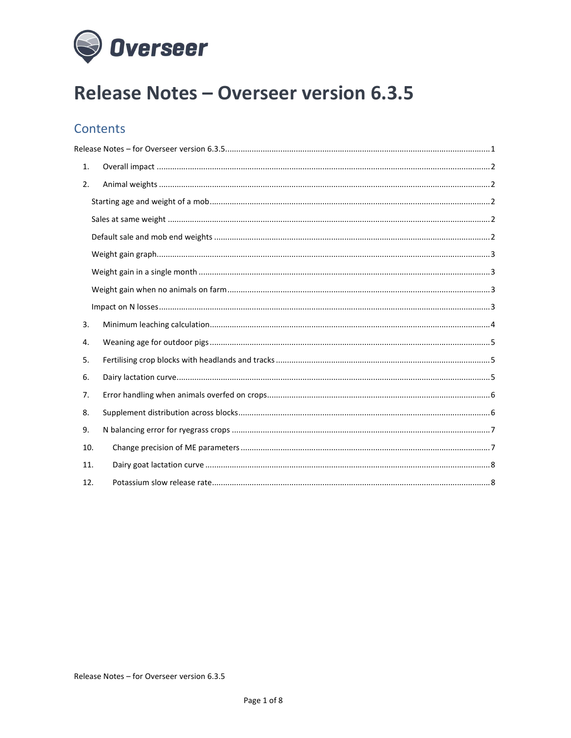Overseer

# Release Notes – Overseer version 6.3.5

## Contents

Release Notes – for Overseer version 6.3.5 ........ 1

1. Overall impact ........ 2
2. Animal weights ........ 2
   - Starting age and weight of a mob ........ 2
   - Sales at same weight ........ 2
   - Default sale and mob end weights ........ 2
   - Weight gain graph ........ 3
   - Weight gain in a single month ........ 3
   - Weight gain when no animals on farm ........ 3
   - Impact on N losses ........ 3
3. Minimum leaching calculation ........ 4
4. Weaning age for outdoor pigs ........ 5
5. Fertilising crop blocks with headlands and tracks ........ 5
6. Dairy lactation curve ........ 5
7. Error handling when animals overfed on crops ........ 6
8. Supplement distribution across blocks ........ 6
9. N balancing error for ryegrass crops ........ 7
10. Change precision of ME parameters ........ 7
11. Dairy goat lactation curve ........ 8
12. Potassium slow release rate ........ 8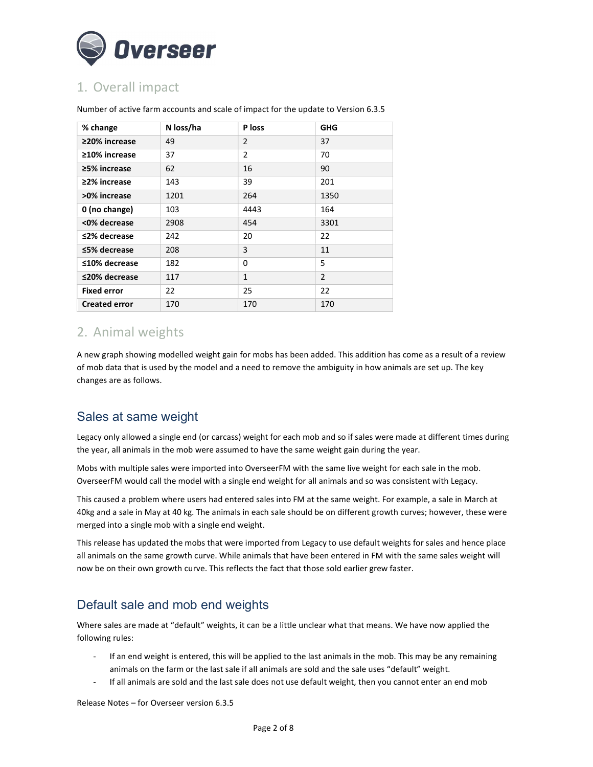## 1. Overall impact

Number of active farm accounts and scale of impact for the update to Version 6.3.5

| % change | N loss/ha | P loss | GHG |
|---|---|---|---|
| **≥20% increase** | 49 | 2 | 37 |
| **≥10% increase** | 37 | 2 | 70 |
| **≥5% increase** | 62 | 16 | 90 |
| **≥2% increase** | 143 | 39 | 201 |
| **>0% increase** | 1201 | 264 | 1350 |
| **0 (no change)** | 103 | 4443 | 164 |
| **<0% decrease** | 2908 | 454 | 3301 |
| **≤2% decrease** | 242 | 20 | 22 |
| **≤5% decrease** | 208 | 3 | 11 |
| **≤10% decrease** | 182 | 0 | 5 |
| **≤20% decrease** | 117 | 1 | 2 |
| **Fixed error** | 22 | 25 | 22 |
| **Created error** | 170 | 170 | 170 |

## 2. Animal weights

A new graph showing modelled weight gain for mobs has been added. This addition has come as a result of a review of mob data that is used by the model and a need to remove the ambiguity in how animals are set up. The key changes are as follows.

### Sales at same weight

Legacy only allowed a single end (or carcass) weight for each mob and so if sales were made at different times during the year, all animals in the mob were assumed to have the same weight gain during the year.

Mobs with multiple sales were imported into OverseerFM with the same live weight for each sale in the mob. OverseerFM would call the model with a single end weight for all animals and so was consistent with Legacy.

This caused a problem where users had entered sales into FM at the same weight. For example, a sale in March at 40kg and a sale in May at 40 kg. The animals in each sale should be on different growth curves; however, these were merged into a single mob with a single end weight.

This release has updated the mobs that were imported from Legacy to use default weights for sales and hence place all animals on the same growth curve. While animals that have been entered in FM with the same sales weight will now be on their own growth curve. This reflects the fact that those sold earlier grew faster.

### Default sale and mob end weights

Where sales are made at "default" weights, it can be a little unclear what that means. We have now applied the following rules:

- If an end weight is entered, this will be applied to the last animals in the mob. This may be any remaining animals on the farm or the last sale if all animals are sold and the sale uses "default" weight.
- If all animals are sold and the last sale does not use default weight, then you cannot enter an end mob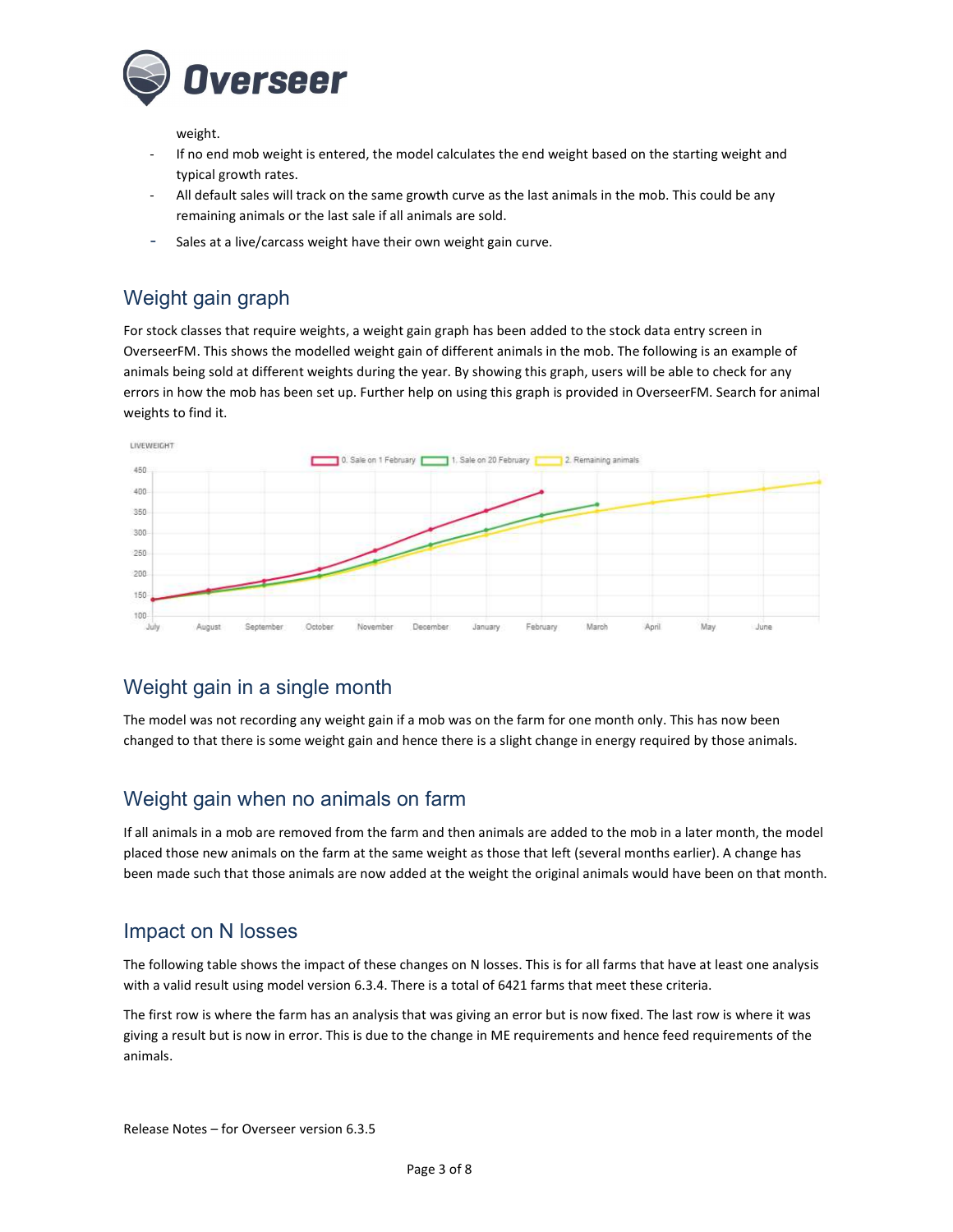weight.

- If no end mob weight is entered, the model calculates the end weight based on the starting weight and typical growth rates.
- All default sales will track on the same growth curve as the last animals in the mob. This could be any remaining animals or the last sale if all animals are sold.
- Sales at a live/carcass weight have their own weight gain curve.

## Weight gain graph

For stock classes that require weights, a weight gain graph has been added to the stock data entry screen in OverseerFM. This shows the modelled weight gain of different animals in the mob. The following is an example of animals being sold at different weights during the year. By showing this graph, users will be able to check for any errors in how the mob has been set up. Further help on using this graph is provided in OverseerFM. Search for animal weights to find it.

## Weight gain in a single month

The model was not recording any weight gain if a mob was on the farm for one month only. This has now been changed to that there is some weight gain and hence there is a slight change in energy required by those animals.

## Weight gain when no animals on farm

If all animals in a mob are removed from the farm and then animals are added to the mob in a later month, the model placed those new animals on the farm at the same weight as those that left (several months earlier). A change has been made such that those animals are now added at the weight the original animals would have been on that month.

## Impact on N losses

The following table shows the impact of these changes on N losses. This is for all farms that have at least one analysis with a valid result using model version 6.3.4. There is a total of 6421 farms that meet these criteria.

The first row is where the farm has an analysis that was giving an error but is now fixed. The last row is where it was giving a result but is now in error. This is due to the change in ME requirements and hence feed requirements of the animals.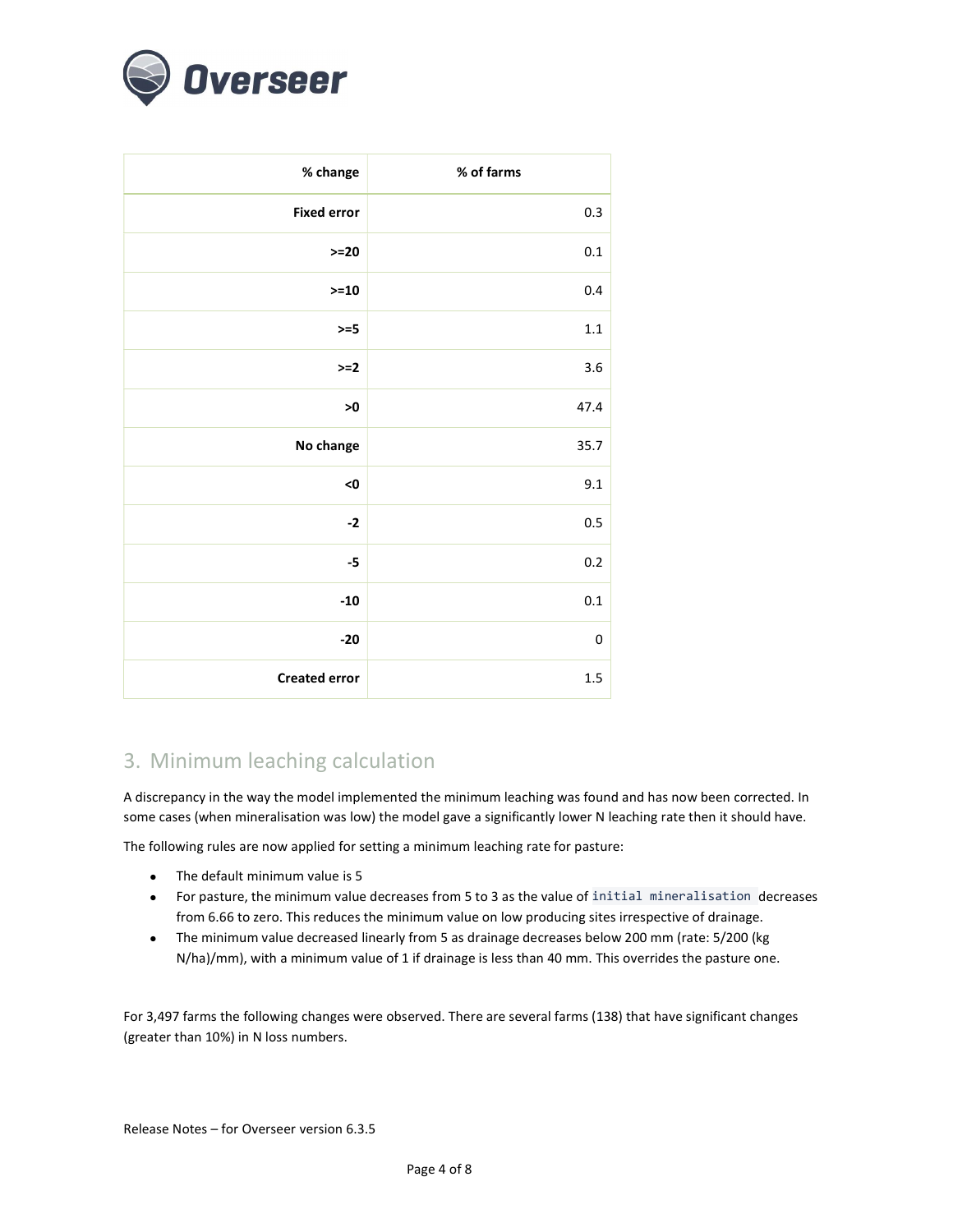| % change | % of farms |
|---:|---:|
| **Fixed error** | 0.3 |
| **>=20** | 0.1 |
| **>=10** | 0.4 |
| **>=5** | 1.1 |
| **>=2** | 3.6 |
| **>0** | 47.4 |
| **No change** | 35.7 |
| **<0** | 9.1 |
| **-2** | 0.5 |
| **-5** | 0.2 |
| **-10** | 0.1 |
| **-20** | 0 |
| **Created error** | 1.5 |

## 3. Minimum leaching calculation

A discrepancy in the way the model implemented the minimum leaching was found and has now been corrected. In some cases (when mineralisation was low) the model gave a significantly lower N leaching rate then it should have.

The following rules are now applied for setting a minimum leaching rate for pasture:

- The default minimum value is 5
- For pasture, the minimum value decreases from 5 to 3 as the value of `initial mineralisation` decreases from 6.66 to zero. This reduces the minimum value on low producing sites irrespective of drainage.
- The minimum value decreased linearly from 5 as drainage decreases below 200 mm (rate: 5/200 (kg N/ha)/mm), with a minimum value of 1 if drainage is less than 40 mm. This overrides the pasture one.

For 3,497 farms the following changes were observed. There are several farms (138) that have significant changes (greater than 10%) in N loss numbers.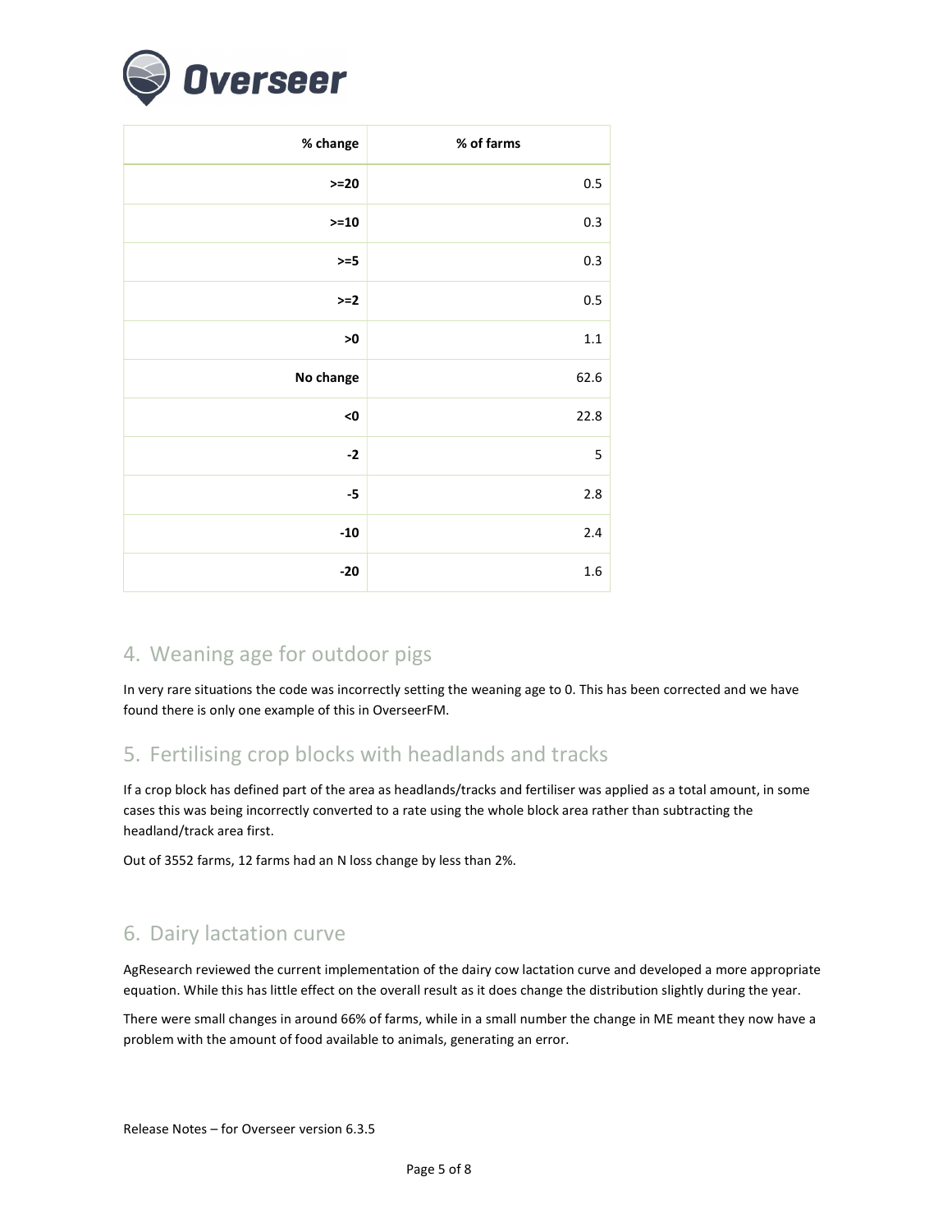| % change | % of farms |
|---|---|
| >=20 | 0.5 |
| >=10 | 0.3 |
| >=5 | 0.3 |
| >=2 | 0.5 |
| >0 | 1.1 |
| No change | 62.6 |
| <0 | 22.8 |
| -2 | 5 |
| -5 | 2.8 |
| -10 | 2.4 |
| -20 | 1.6 |

## 4. Weaning age for outdoor pigs

In very rare situations the code was incorrectly setting the weaning age to 0. This has been corrected and we have found there is only one example of this in OverseerFM.

## 5. Fertilising crop blocks with headlands and tracks

If a crop block has defined part of the area as headlands/tracks and fertiliser was applied as a total amount, in some cases this was being incorrectly converted to a rate using the whole block area rather than subtracting the headland/track area first.

Out of 3552 farms, 12 farms had an N loss change by less than 2%.

## 6. Dairy lactation curve

AgResearch reviewed the current implementation of the dairy cow lactation curve and developed a more appropriate equation. While this has little effect on the overall result as it does change the distribution slightly during the year.

There were small changes in around 66% of farms, while in a small number the change in ME meant they now have a problem with the amount of food available to animals, generating an error.

Release Notes – for Overseer version 6.3.5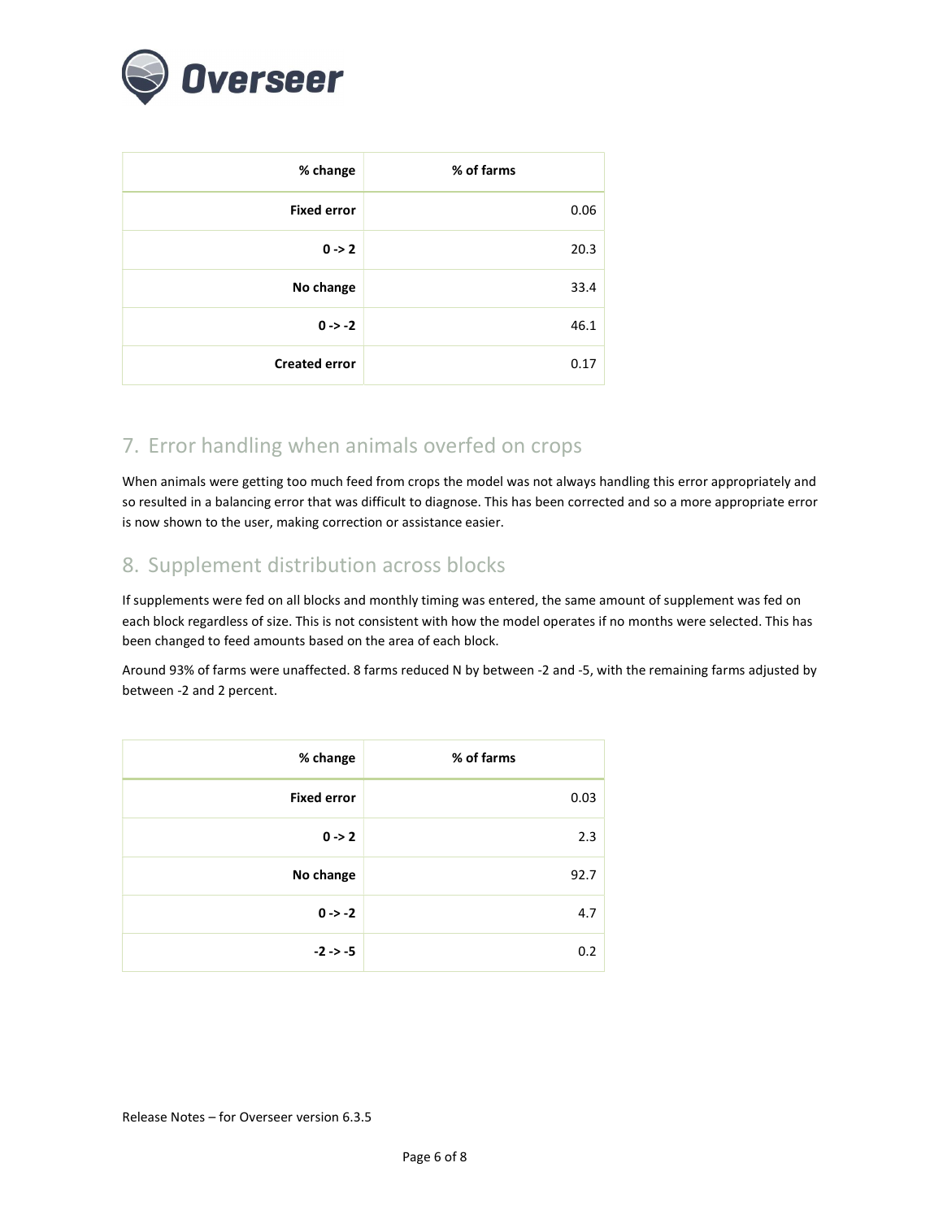| % change | % of farms |
| ---: | ---: |
| **Fixed error** | 0.06 |
| **0 -> 2** | 20.3 |
| **No change** | 33.4 |
| **0 -> -2** | 46.1 |
| **Created error** | 0.17 |

## 7. Error handling when animals overfed on crops

When animals were getting too much feed from crops the model was not always handling this error appropriately and so resulted in a balancing error that was difficult to diagnose. This has been corrected and so a more appropriate error is now shown to the user, making correction or assistance easier.

## 8. Supplement distribution across blocks

If supplements were fed on all blocks and monthly timing was entered, the same amount of supplement was fed on each block regardless of size. This is not consistent with how the model operates if no months were selected. This has been changed to feed amounts based on the area of each block.

Around 93% of farms were unaffected. 8 farms reduced N by between -2 and -5, with the remaining farms adjusted by between -2 and 2 percent.

| % change | % of farms |
| ---: | ---: |
| **Fixed error** | 0.03 |
| **0 -> 2** | 2.3 |
| **No change** | 92.7 |
| **0 -> -2** | 4.7 |
| **-2 -> -5** | 0.2 |

Release Notes – for Overseer version 6.3.5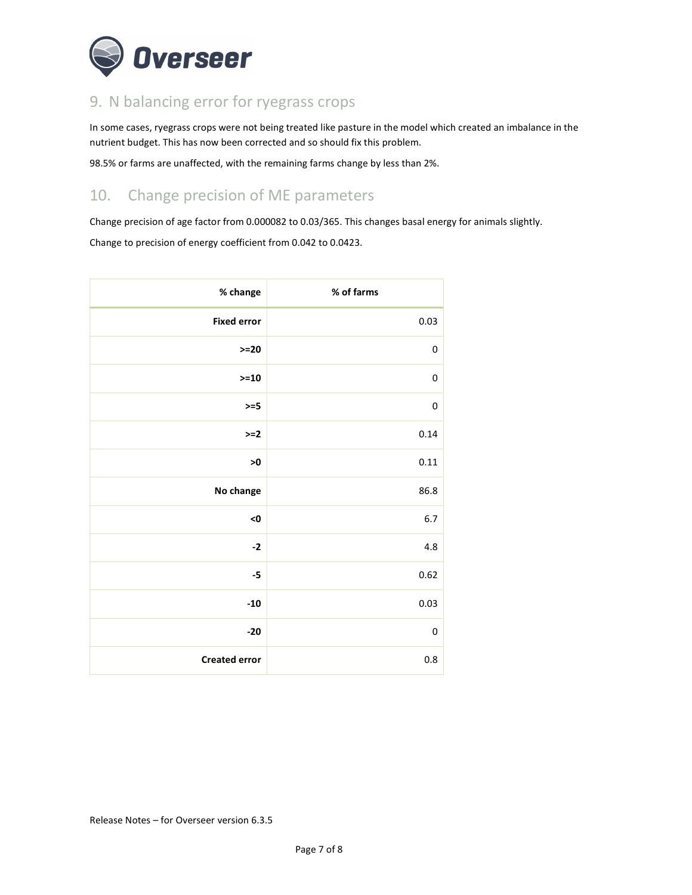## 9. N balancing error for ryegrass crops

In some cases, ryegrass crops were not being treated like pasture in the model which created an imbalance in the nutrient budget. This has now been corrected and so should fix this problem.

98.5% or farms are unaffected, with the remaining farms change by less than 2%.

## 10. Change precision of ME parameters

Change precision of age factor from 0.000082 to 0.03/365. This changes basal energy for animals slightly.

Change to precision of energy coefficient from 0.042 to 0.0423.

| % change | % of farms |
|---|---|
| **Fixed error** | 0.03 |
| **>=20** | 0 |
| **>=10** | 0 |
| **>=5** | 0 |
| **>=2** | 0.14 |
| **>0** | 0.11 |
| **No change** | 86.8 |
| **<0** | 6.7 |
| **-2** | 4.8 |
| **-5** | 0.62 |
| **-10** | 0.03 |
| **-20** | 0 |
| **Created error** | 0.8 |

Release Notes – for Overseer version 6.3.5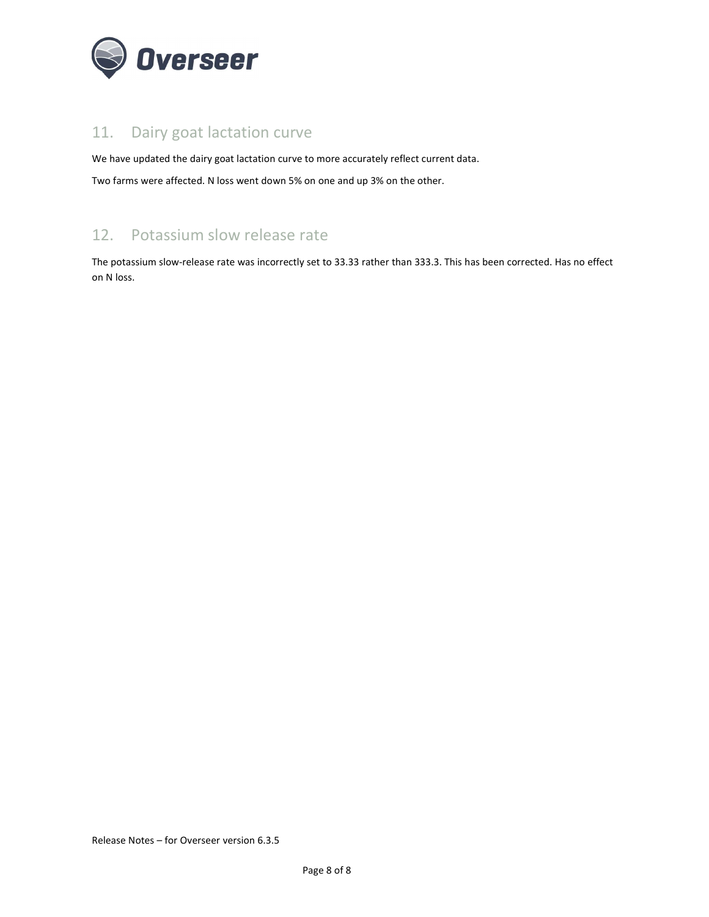## 11. Dairy goat lactation curve

We have updated the dairy goat lactation curve to more accurately reflect current data.

Two farms were affected. N loss went down 5% on one and up 3% on the other.

## 12. Potassium slow release rate

The potassium slow-release rate was incorrectly set to 33.33 rather than 333.3. This has been corrected. Has no effect on N loss.